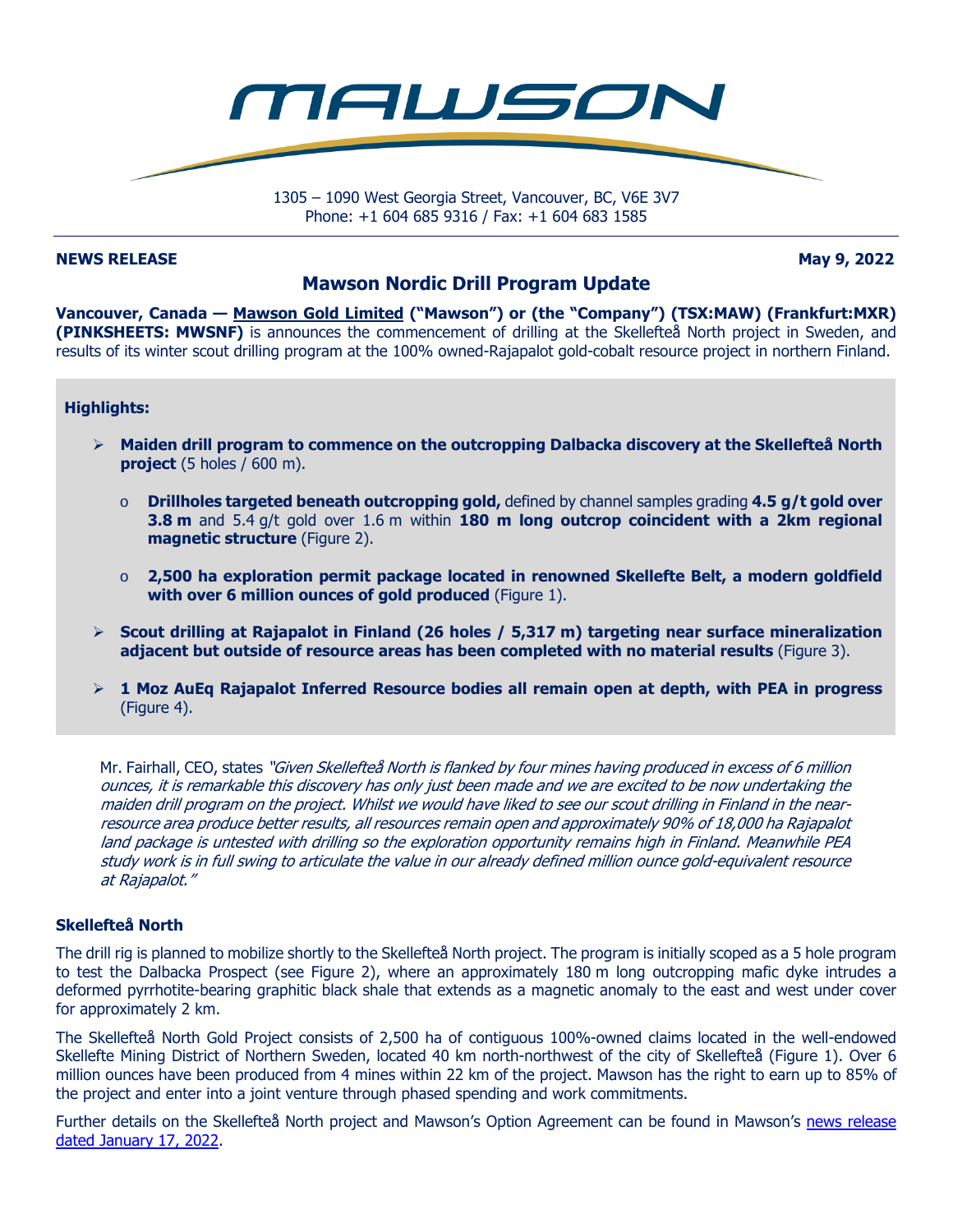# MAWSON

1305 – 1090 West Georgia Street, Vancouver, BC, V6E 3V7
Phone: +1 604 685 9316 / Fax: +1 604 683 1585

**NEWS RELEASE** **May 9, 2022**

## Mawson Nordic Drill Program Update

**Vancouver, Canada — Mawson Gold Limited ("Mawson") or (the "Company") (TSX:MAW) (Frankfurt:MXR) (PINKSHEETS: MWSNF)** is announces the commencement of drilling at the Skellefteå North project in Sweden, and results of its winter scout drilling program at the 100% owned-Rajapalot gold-cobalt resource project in northern Finland.

**Highlights:**

- **Maiden drill program to commence on the outcropping Dalbacka discovery at the Skellefteå North project** (5 holes / 600 m).
  - **Drillholes targeted beneath outcropping gold,** defined by channel samples grading **4.5 g/t gold over 3.8 m** and 5.4 g/t gold over 1.6 m within **180 m long outcrop coincident with a 2km regional magnetic structure** (Figure 2).
  - **2,500 ha exploration permit package located in renowned Skellefte Belt, a modern goldfield with over 6 million ounces of gold produced** (Figure 1).
- **Scout drilling at Rajapalot in Finland (26 holes / 5,317 m) targeting near surface mineralization adjacent but outside of resource areas has been completed with no material results** (Figure 3).
- **1 Moz AuEq Rajapalot Inferred Resource bodies all remain open at depth, with PEA in progress** (Figure 4).

Mr. Fairhall, CEO, states *"Given Skellefteå North is flanked by four mines having produced in excess of 6 million ounces, it is remarkable this discovery has only just been made and we are excited to be now undertaking the maiden drill program on the project. Whilst we would have liked to see our scout drilling in Finland in the near-resource area produce better results, all resources remain open and approximately 90% of 18,000 ha Rajapalot land package is untested with drilling so the exploration opportunity remains high in Finland. Meanwhile PEA study work is in full swing to articulate the value in our already defined million ounce gold-equivalent resource at Rajapalot."*

### Skellefteå North

The drill rig is planned to mobilize shortly to the Skellefteå North project. The program is initially scoped as a 5 hole program to test the Dalbacka Prospect (see Figure 2), where an approximately 180 m long outcropping mafic dyke intrudes a deformed pyrrhotite-bearing graphitic black shale that extends as a magnetic anomaly to the east and west under cover for approximately 2 km.

The Skellefteå North Gold Project consists of 2,500 ha of contiguous 100%-owned claims located in the well-endowed Skellefte Mining District of Northern Sweden, located 40 km north-northwest of the city of Skellefteå (Figure 1). Over 6 million ounces have been produced from 4 mines within 22 km of the project. Mawson has the right to earn up to 85% of the project and enter into a joint venture through phased spending and work commitments.

Further details on the Skellefteå North project and Mawson's Option Agreement can be found in Mawson's news release dated January 17, 2022.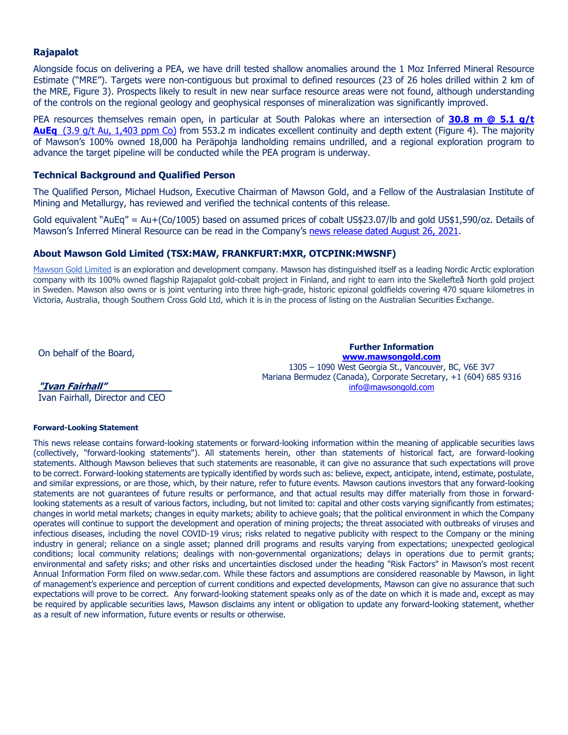### Rajapalot

Alongside focus on delivering a PEA, we have drill tested shallow anomalies around the 1 Moz Inferred Mineral Resource Estimate ("MRE"). Targets were non-contiguous but proximal to defined resources (23 of 26 holes drilled within 2 km of the MRE, Figure 3). Prospects likely to result in new near surface resource areas were not found, although understanding of the controls on the regional geology and geophysical responses of mineralization was significantly improved.

PEA resources themselves remain open, in particular at South Palokas where an intersection of **30.8 m @ 5.1 g/t AuEq** (3.9 g/t Au, 1,403 ppm Co) from 553.2 m indicates excellent continuity and depth extent (Figure 4). The majority of Mawson's 100% owned 18,000 ha Peräpohja landholding remains undrilled, and a regional exploration program to advance the target pipeline will be conducted while the PEA program is underway.

### Technical Background and Qualified Person

The Qualified Person, Michael Hudson, Executive Chairman of Mawson Gold, and a Fellow of the Australasian Institute of Mining and Metallurgy, has reviewed and verified the technical contents of this release.

Gold equivalent "AuEq" = Au+(Co/1005) based on assumed prices of cobalt US$23.07/lb and gold US$1,590/oz. Details of Mawson's Inferred Mineral Resource can be read in the Company's news release dated August 26, 2021.

### About Mawson Gold Limited (TSX:MAW, FRANKFURT:MXR, OTCPINK:MWSNF)

Mawson Gold Limited is an exploration and development company. Mawson has distinguished itself as a leading Nordic Arctic exploration company with its 100% owned flagship Rajapalot gold-cobalt project in Finland, and right to earn into the Skellefteå North gold project in Sweden. Mawson also owns or is joint venturing into three high-grade, historic epizonal goldfields covering 470 square kilometres in Victoria, Australia, though Southern Cross Gold Ltd, which it is in the process of listing on the Australian Securities Exchange.

On behalf of the Board,

***"Ivan Fairhall"***
Ivan Fairhall, Director and CEO

**Further Information**
**www.mawsongold.com**
1305 – 1090 West Georgia St., Vancouver, BC, V6E 3V7
Mariana Bermudez (Canada), Corporate Secretary, +1 (604) 685 9316
info@mawsongold.com

##### Forward-Looking Statement

This news release contains forward-looking statements or forward-looking information within the meaning of applicable securities laws (collectively, "forward-looking statements"). All statements herein, other than statements of historical fact, are forward-looking statements. Although Mawson believes that such statements are reasonable, it can give no assurance that such expectations will prove to be correct. Forward-looking statements are typically identified by words such as: believe, expect, anticipate, intend, estimate, postulate, and similar expressions, or are those, which, by their nature, refer to future events. Mawson cautions investors that any forward-looking statements are not guarantees of future results or performance, and that actual results may differ materially from those in forward-looking statements as a result of various factors, including, but not limited to: capital and other costs varying significantly from estimates; changes in world metal markets; changes in equity markets; ability to achieve goals; that the political environment in which the Company operates will continue to support the development and operation of mining projects; the threat associated with outbreaks of viruses and infectious diseases, including the novel COVID-19 virus; risks related to negative publicity with respect to the Company or the mining industry in general; reliance on a single asset; planned drill programs and results varying from expectations; unexpected geological conditions; local community relations; dealings with non-governmental organizations; delays in operations due to permit grants; environmental and safety risks; and other risks and uncertainties disclosed under the heading "Risk Factors" in Mawson's most recent Annual Information Form filed on www.sedar.com. While these factors and assumptions are considered reasonable by Mawson, in light of management's experience and perception of current conditions and expected developments, Mawson can give no assurance that such expectations will prove to be correct. Any forward-looking statement speaks only as of the date on which it is made and, except as may be required by applicable securities laws, Mawson disclaims any intent or obligation to update any forward-looking statement, whether as a result of new information, future events or results or otherwise.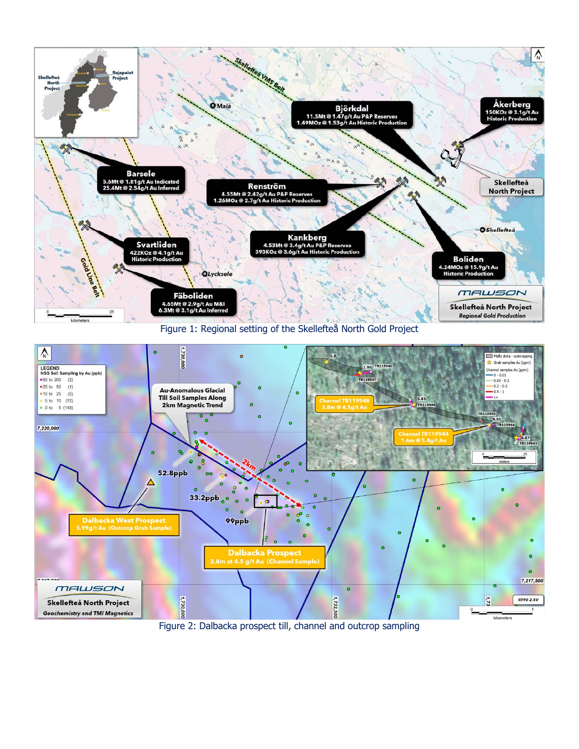Figure 1: Regional setting of the Skellefteå North Gold Project

Figure 2: Dalbacka prospect till, channel and outcrop sampling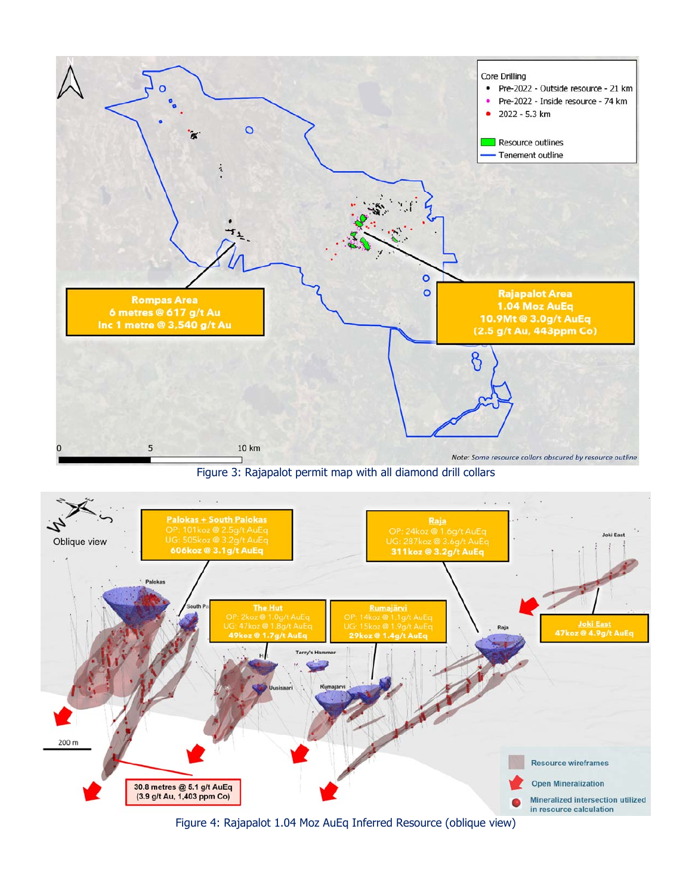Core Drilling

- Pre-2022 - Outside resource - 21 km
- Pre-2022 - Inside resource - 74 km
- 2022 - 5.3 km

Resource outlines

Tenement outline

Rompas Area
6 metres @ 617 g/t Au
Inc 1 metre @ 3,540 g/t Au

Rajapalot Area
1.04 Moz AuEq
10.9Mt @ 3.0g/t AuEq
(2.5 g/t Au, 443ppm Co)

0 5 10 km

*Note: Some resource collars obscured by resource outline*

Figure 3: Rajapalot permit map with all diamond drill collars

Oblique view

Palokas + South Palokas
OP: 101koz @ 2.5g/t AuEq
UG: 505koz @ 3.2g/t AuEq
606koz @ 3.1g/t AuEq

Raja
OP: 24koz @ 1.6g/t AuEq
UG: 287koz @ 3.6g/t AuEq
311koz @ 3.2g/t AuEq

The Hut
OP: 2koz @ 1.0g/t AuEq
UG: 47koz @ 1.8g/t AuEq
49koz @ 1.7g/t AuEq

Rumajärvi
OP: 14koz @ 1.1g/t AuEq
UG: 15koz @ 1.9g/t AuEq
29koz @ 1.4g/t AuEq

Joki East
47koz @ 4.9g/t AuEq

Palokas

South Pa

Hut

Terry's Hammer

Uusisaari

Rumajärvi

Raja

Joki East

200 m

30.8 metres @ 5.1 g/t AuEq
(3.9 g/t Au, 1,403 ppm Co)

Resource wireframes

Open Mineralization

Mineralized intersection utilized in resource calculation

Figure 4: Rajapalot 1.04 Moz AuEq Inferred Resource (oblique view)